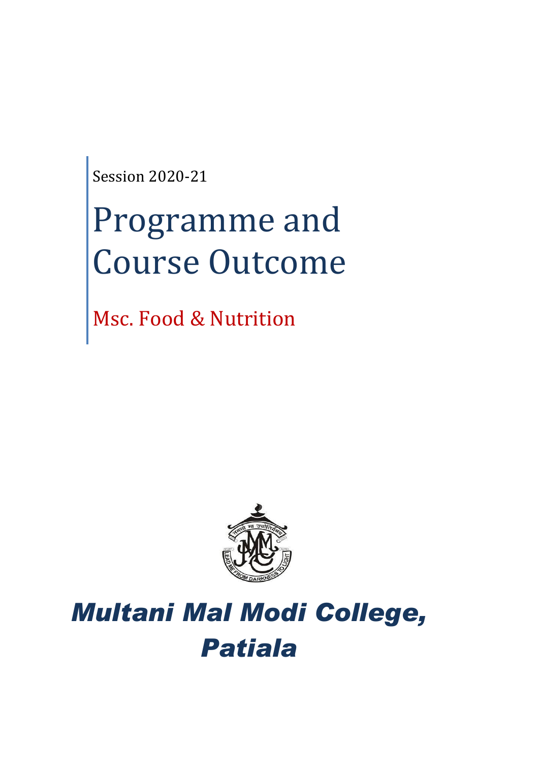Session 2020-21

# Programme and Course Outcome

## Msc. Food & Nutrition

# *Multani Mal Modi College, Patiala*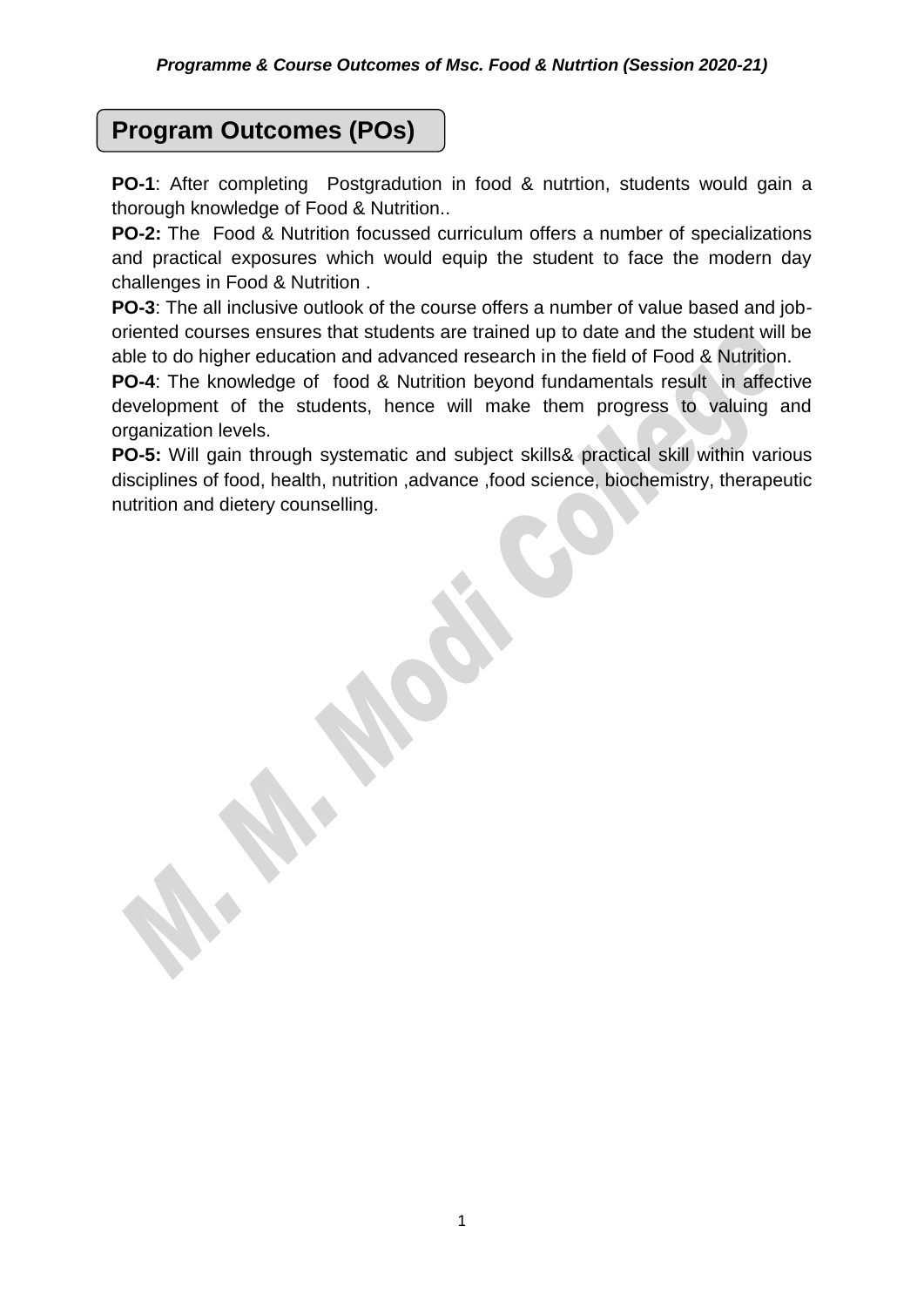## Program Outcomes (POs)

**PO-1**: After completing Postgradution in food & nutrtion, students would gain a thorough knowledge of Food & Nutrition..

**PO-2:** The Food & Nutrition focussed curriculum offers a number of specializations and practical exposures which would equip the student to face the modern day challenges in Food & Nutrition .

**PO-3**: The all inclusive outlook of the course offers a number of value based and job-oriented courses ensures that students are trained up to date and the student will be able to do higher education and advanced research in the field of Food & Nutrition.

**PO-4**: The knowledge of food & Nutrition beyond fundamentals result in affective development of the students, hence will make them progress to valuing and organization levels.

**PO-5:** Will gain through systematic and subject skills& practical skill within various disciplines of food, health, nutrition ,advance ,food science, biochemistry, therapeutic nutrition and dietery counselling.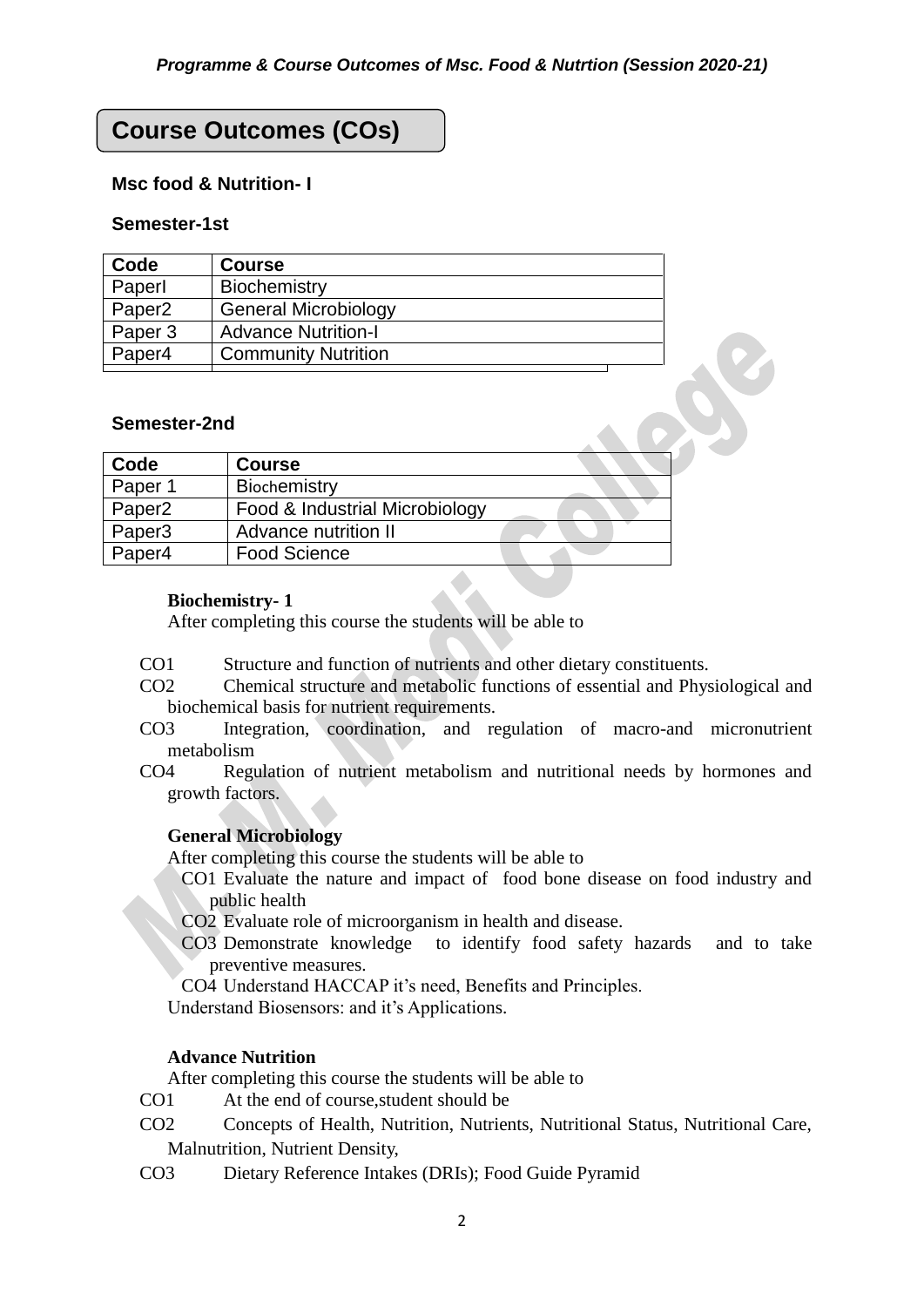# Course Outcomes (COs)

### Msc food & Nutrition- I

### Semester-1st

| Code | Course |
|---|---|
| PaperI | Biochemistry |
| Paper2 | General Microbiology |
| Paper 3 | Advance Nutrition-I |
| Paper4 | Community Nutrition |

### Semester-2nd

| Code | Course |
|---|---|
| Paper 1 | Biochemistry |
| Paper2 | Food & Industrial Microbiology |
| Paper3 | Advance nutrition II |
| Paper4 | Food Science |

**Biochemistry- 1**

After completing this course the students will be able to

CO1 Structure and function of nutrients and other dietary constituents.

CO2 Chemical structure and metabolic functions of essential and Physiological and biochemical basis for nutrient requirements.

CO3 Integration, coordination, and regulation of macro-and micronutrient metabolism

CO4 Regulation of nutrient metabolism and nutritional needs by hormones and growth factors.

**General Microbiology**

After completing this course the students will be able to

CO1 Evaluate the nature and impact of food bone disease on food industry and public health

CO2 Evaluate role of microorganism in health and disease.

CO3 Demonstrate knowledge to identify food safety hazards and to take preventive measures.

CO4 Understand HACCAP it's need, Benefits and Principles.

Understand Biosensors: and it's Applications.

**Advance Nutrition**

After completing this course the students will be able to

CO1 At the end of course,student should be

CO2 Concepts of Health, Nutrition, Nutrients, Nutritional Status, Nutritional Care, Malnutrition, Nutrient Density,

CO3 Dietary Reference Intakes (DRIs); Food Guide Pyramid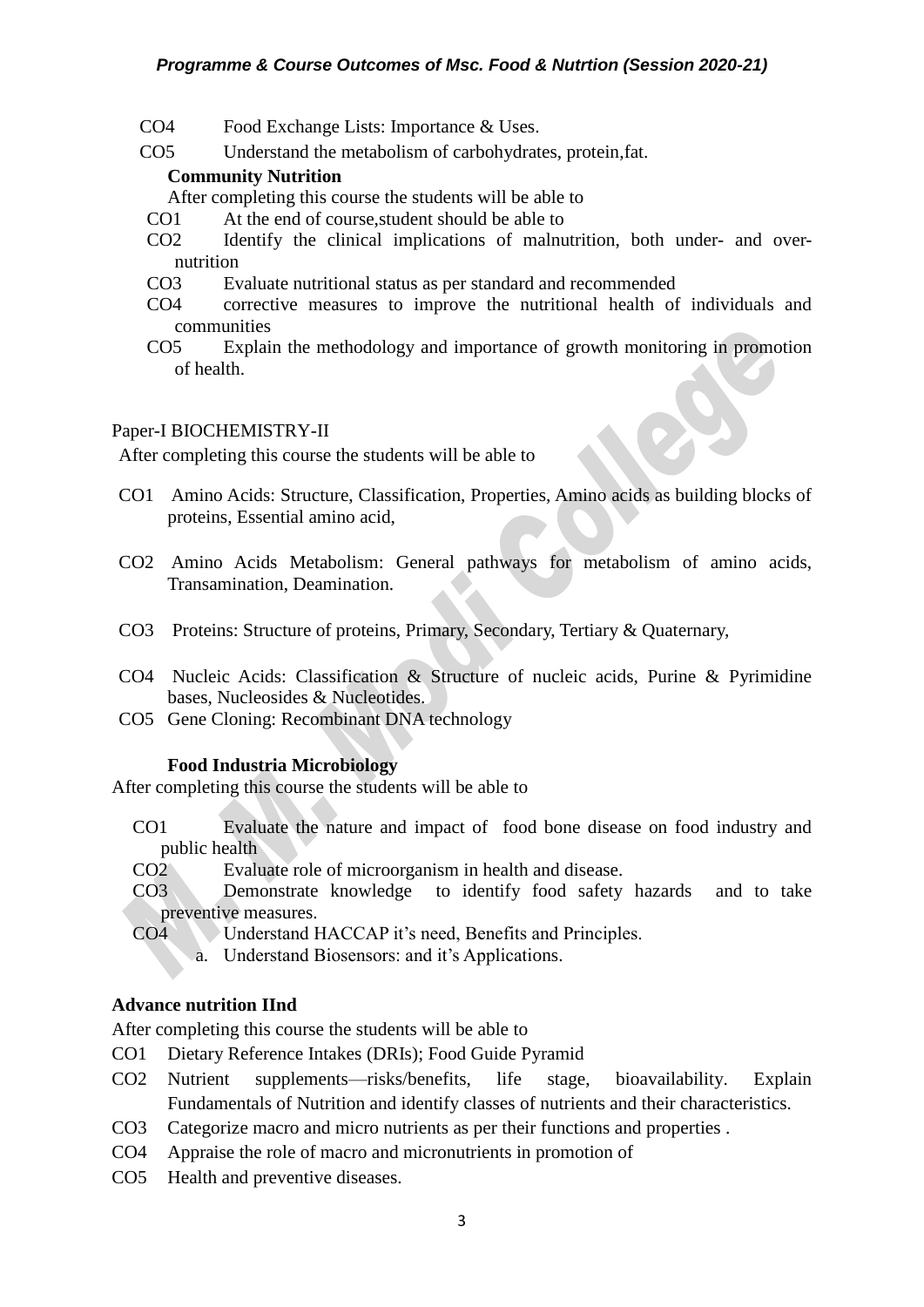CO4 Food Exchange Lists: Importance & Uses.

CO5 Understand the metabolism of carbohydrates, protein,fat.

**Community Nutrition**

After completing this course the students will be able to

CO1 At the end of course,student should be able to

CO2 Identify the clinical implications of malnutrition, both under- and over-nutrition

CO3 Evaluate nutritional status as per standard and recommended

CO4 corrective measures to improve the nutritional health of individuals and communities

CO5 Explain the methodology and importance of growth monitoring in promotion of health.

Paper-I BIOCHEMISTRY-II

After completing this course the students will be able to

CO1 Amino Acids: Structure, Classification, Properties, Amino acids as building blocks of proteins, Essential amino acid,

CO2 Amino Acids Metabolism: General pathways for metabolism of amino acids, Transamination, Deamination.

CO3 Proteins: Structure of proteins, Primary, Secondary, Tertiary & Quaternary,

CO4 Nucleic Acids: Classification & Structure of nucleic acids, Purine & Pyrimidine bases, Nucleosides & Nucleotides.

CO5 Gene Cloning: Recombinant DNA technology

**Food Industria Microbiology**

After completing this course the students will be able to

CO1 Evaluate the nature and impact of food bone disease on food industry and public health

CO2 Evaluate role of microorganism in health and disease.

CO3 Demonstrate knowledge to identify food safety hazards and to take preventive measures.

CO4 Understand HACCAP it's need, Benefits and Principles.

a. Understand Biosensors: and it's Applications.

**Advance nutrition IInd**

After completing this course the students will be able to

CO1 Dietary Reference Intakes (DRIs); Food Guide Pyramid

CO2 Nutrient supplements—risks/benefits, life stage, bioavailability. Explain Fundamentals of Nutrition and identify classes of nutrients and their characteristics.

CO3 Categorize macro and micro nutrients as per their functions and properties .

CO4 Appraise the role of macro and micronutrients in promotion of

CO5 Health and preventive diseases.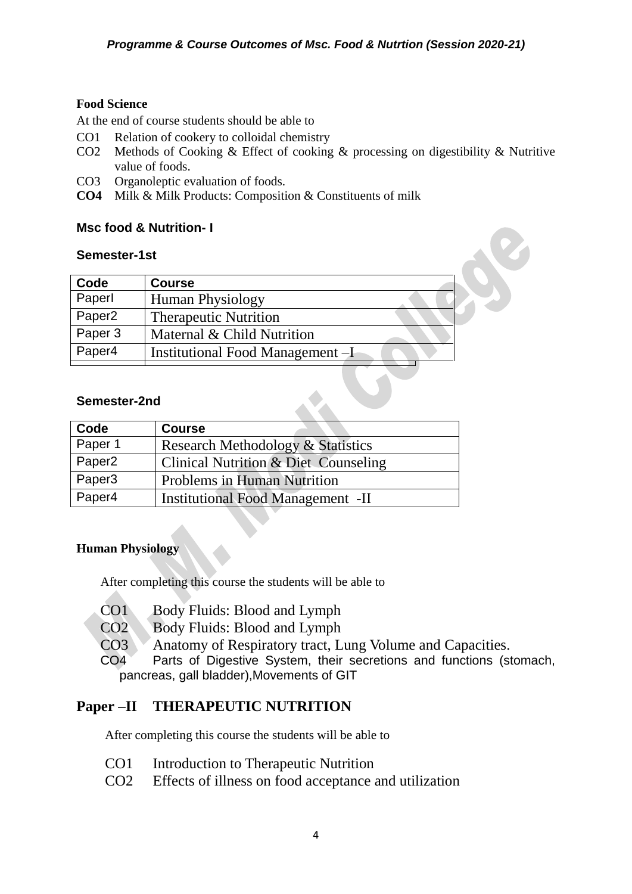**Food Science**

At the end of course students should be able to

- CO1 Relation of cookery to colloidal chemistry
- CO2 Methods of Cooking & Effect of cooking & processing on digestibility & Nutritive value of foods.
- CO3 Organoleptic evaluation of foods.
- **CO4** Milk & Milk Products: Composition & Constituents of milk

### Msc food & Nutrition- I

#### Semester-1st

| Code | Course |
|---|---|
| PaperI | Human Physiology |
| Paper2 | Therapeutic Nutrition |
| Paper 3 | Maternal & Child Nutrition |
| Paper4 | Institutional Food Management –I |

#### Semester-2nd

| Code | Course |
|---|---|
| Paper 1 | Research Methodology & Statistics |
| Paper2 | Clinical Nutrition & Diet Counseling |
| Paper3 | Problems in Human Nutrition |
| Paper4 | Institutional Food Management -II |

**Human Physiology**

After completing this course the students will be able to

- CO1 Body Fluids: Blood and Lymph
- CO2 Body Fluids: Blood and Lymph
- CO3 Anatomy of Respiratory tract, Lung Volume and Capacities.
- CO4 Parts of Digestive System, their secretions and functions (stomach, pancreas, gall bladder),Movements of GIT

## Paper –II THERAPEUTIC NUTRITION

After completing this course the students will be able to

- CO1 Introduction to Therapeutic Nutrition
- CO2 Effects of illness on food acceptance and utilization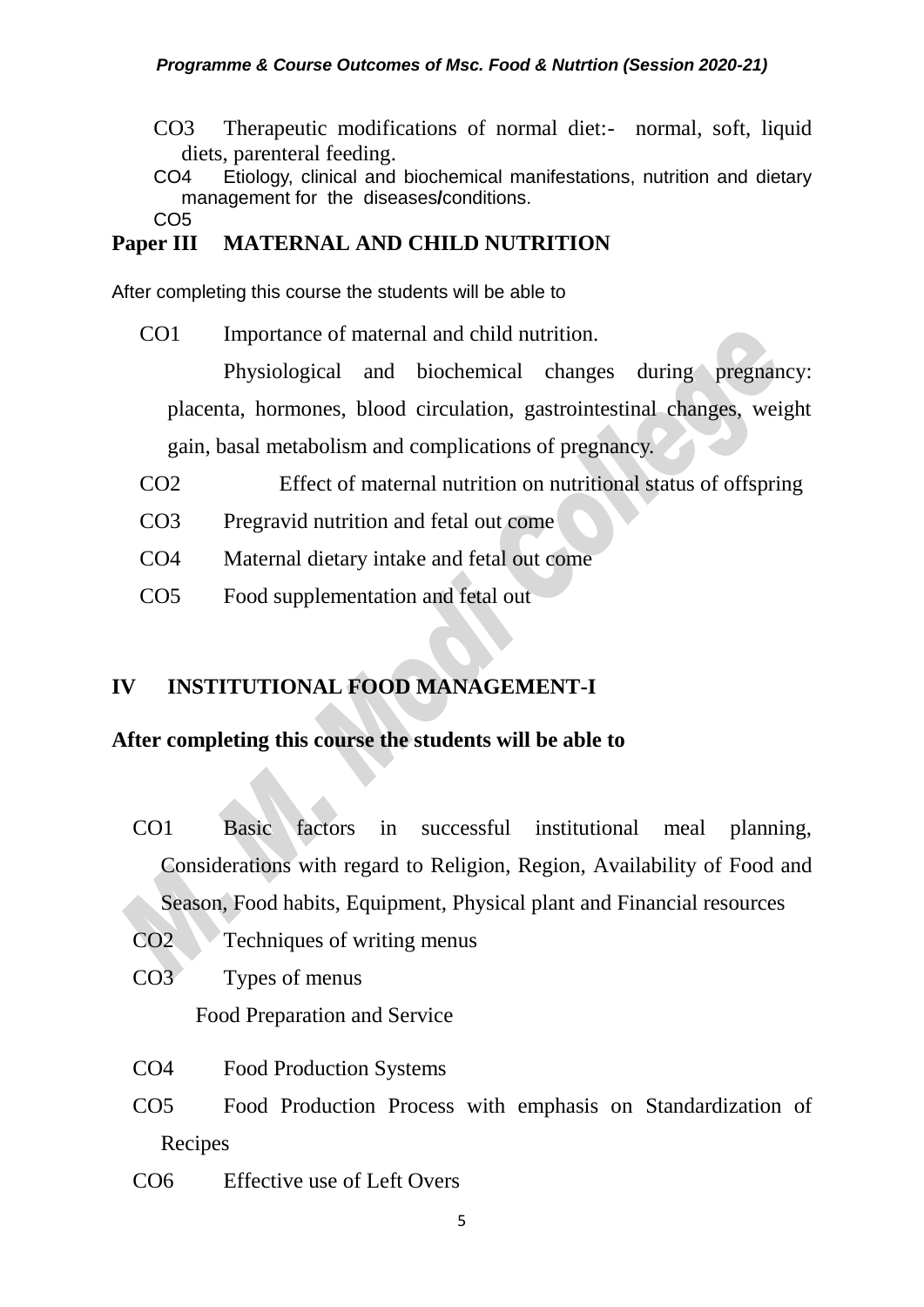CO3 Therapeutic modifications of normal diet:- normal, soft, liquid diets, parenteral feeding.

CO4 Etiology, clinical and biochemical manifestations, nutrition and dietary management for the diseases/conditions.

CO5

## Paper III MATERNAL AND CHILD NUTRITION

After completing this course the students will be able to

CO1 Importance of maternal and child nutrition.

Physiological and biochemical changes during pregnancy: placenta, hormones, blood circulation, gastrointestinal changes, weight gain, basal metabolism and complications of pregnancy.

CO2 Effect of maternal nutrition on nutritional status of offspring

CO3 Pregravid nutrition and fetal out come

CO4 Maternal dietary intake and fetal out come

CO5 Food supplementation and fetal out

## IV INSTITUTIONAL FOOD MANAGEMENT-I

**After completing this course the students will be able to**

CO1 Basic factors in successful institutional meal planning, Considerations with regard to Religion, Region, Availability of Food and Season, Food habits, Equipment, Physical plant and Financial resources

CO2 Techniques of writing menus

CO3 Types of menus

Food Preparation and Service

CO4 Food Production Systems

CO5 Food Production Process with emphasis on Standardization of Recipes

CO6 Effective use of Left Overs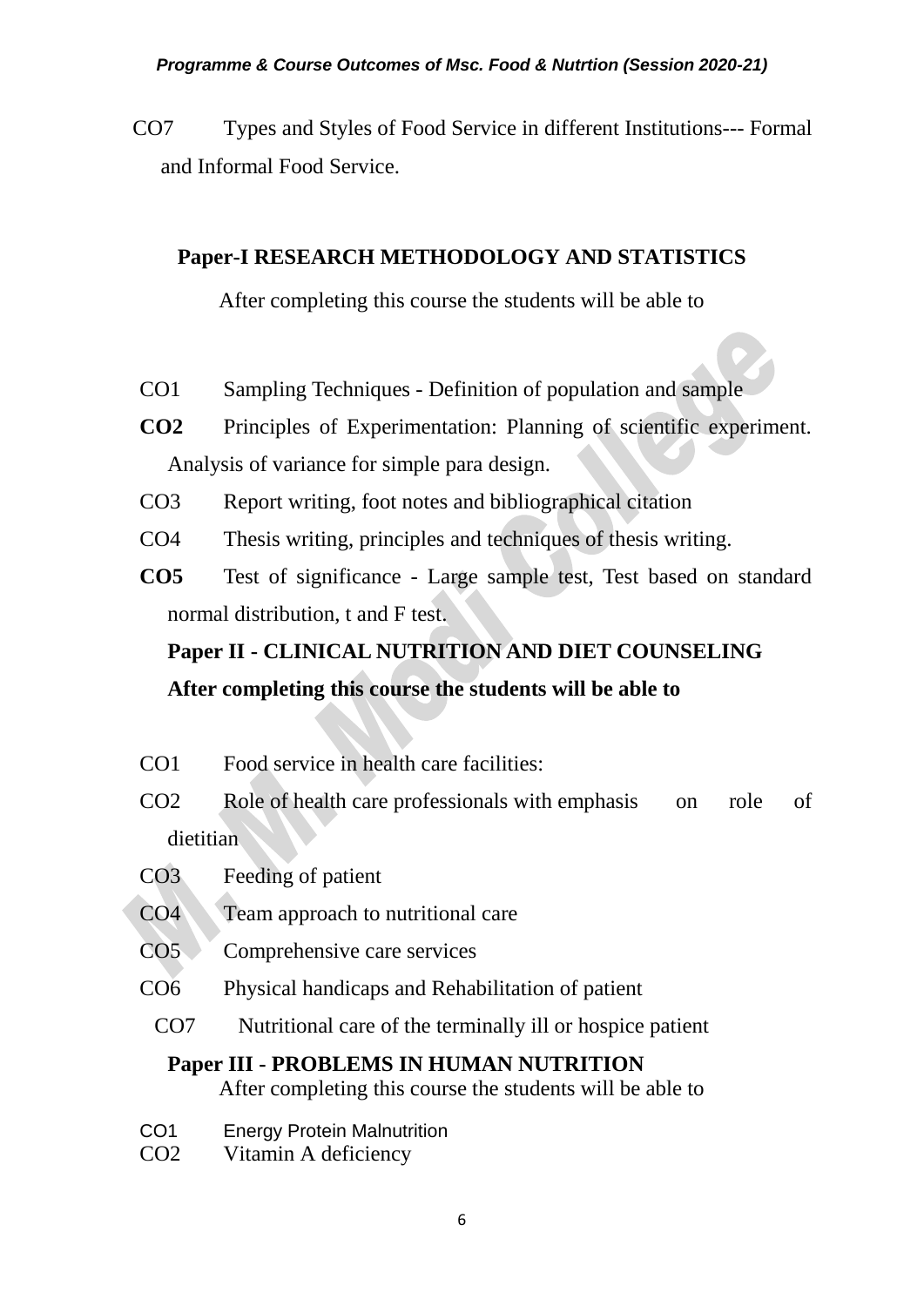CO7 Types and Styles of Food Service in different Institutions--- Formal and Informal Food Service.

## Paper-I RESEARCH METHODOLOGY AND STATISTICS

After completing this course the students will be able to

CO1 Sampling Techniques - Definition of population and sample

**CO2** Principles of Experimentation: Planning of scientific experiment. Analysis of variance for simple para design.

CO3 Report writing, foot notes and bibliographical citation

CO4 Thesis writing, principles and techniques of thesis writing.

**CO5** Test of significance - Large sample test, Test based on standard normal distribution, t and F test.

## Paper II - CLINICAL NUTRITION AND DIET COUNSELING

**After completing this course the students will be able to**

CO1 Food service in health care facilities:

CO2 Role of health care professionals with emphasis on role of dietitian

CO3 Feeding of patient

CO4 Team approach to nutritional care

CO5 Comprehensive care services

CO6 Physical handicaps and Rehabilitation of patient

CO7 Nutritional care of the terminally ill or hospice patient

## Paper III - PROBLEMS IN HUMAN NUTRITION

After completing this course the students will be able to

CO1 Energy Protein Malnutrition

CO2 Vitamin A deficiency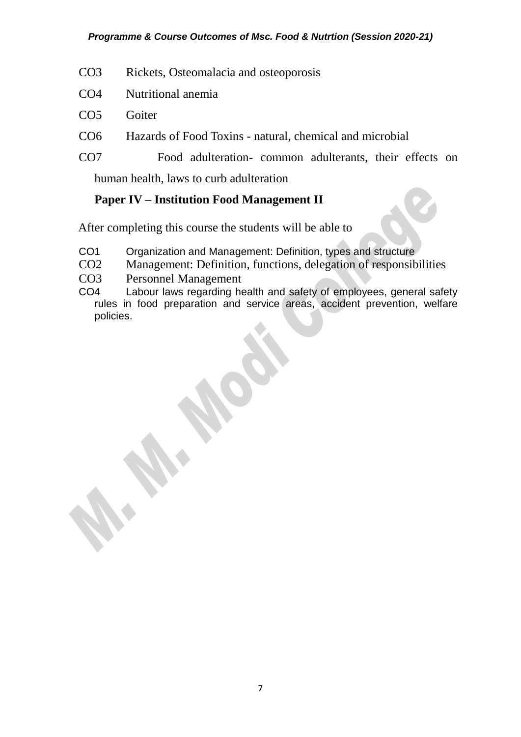CO3 Rickets, Osteomalacia and osteoporosis

CO4 Nutritional anemia

CO5 Goiter

CO6 Hazards of Food Toxins - natural, chemical and microbial

CO7 Food adulteration- common adulterants, their effects on human health, laws to curb adulteration

**Paper IV – Institution Food Management II**

After completing this course the students will be able to

CO1 Organization and Management: Definition, types and structure

CO2 Management: Definition, functions, delegation of responsibilities

CO3 Personnel Management

CO4 Labour laws regarding health and safety of employees, general safety rules in food preparation and service areas, accident prevention, welfare policies.